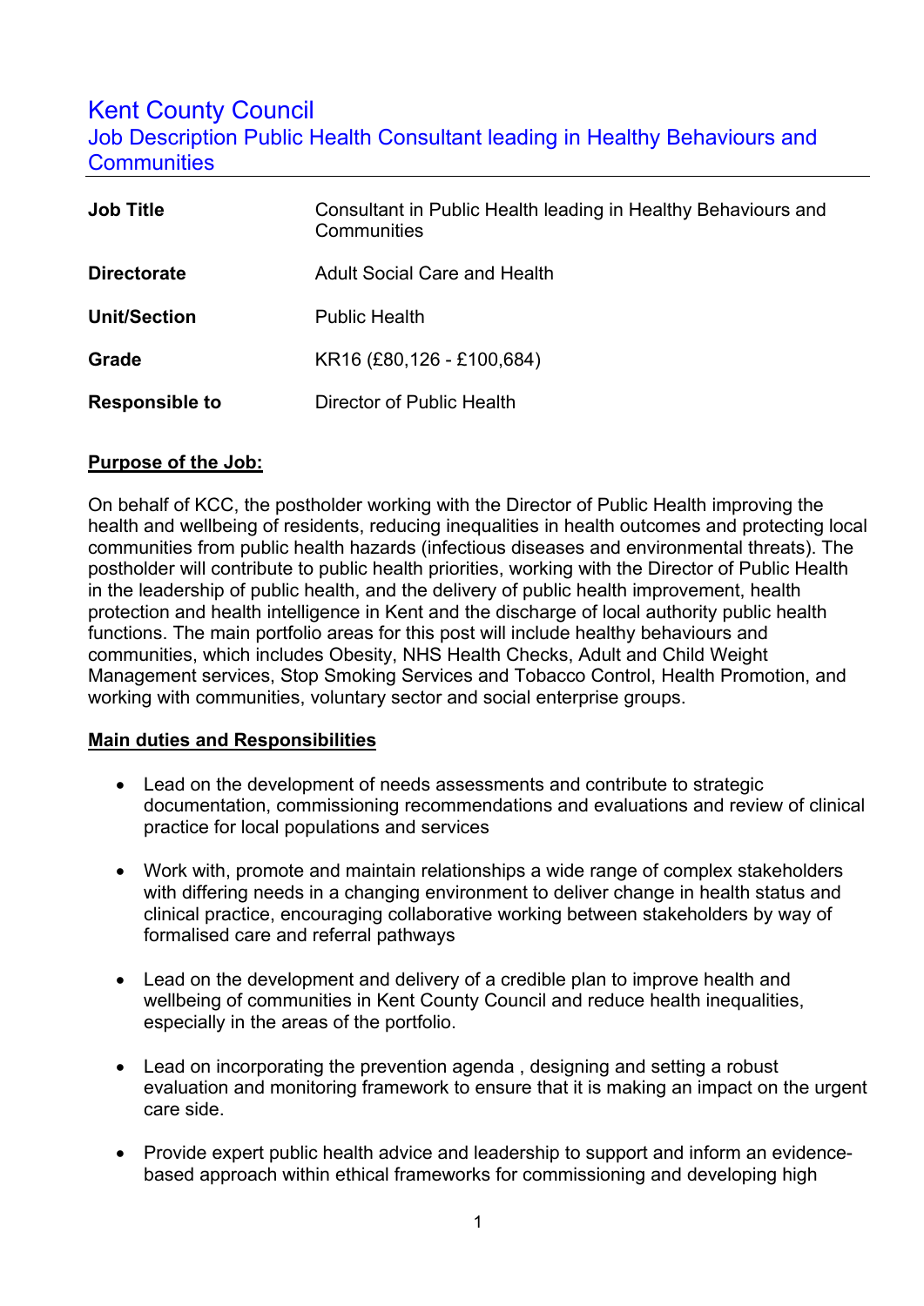# Kent County Council

## Job Description Public Health Consultant leading in Healthy Behaviours and Communities

| | |
|---|---|
| **Job Title** | Consultant in Public Health leading in Healthy Behaviours and Communities |
| **Directorate** | Adult Social Care and Health |
| **Unit/Section** | Public Health |
| **Grade** | KR16 (£80,126 - £100,684) |
| **Responsible to** | Director of Public Health |

**Purpose of the Job:**

On behalf of KCC, the postholder working with the Director of Public Health improving the health and wellbeing of residents, reducing inequalities in health outcomes and protecting local communities from public health hazards (infectious diseases and environmental threats). The postholder will contribute to public health priorities, working with the Director of Public Health in the leadership of public health, and the delivery of public health improvement, health protection and health intelligence in Kent and the discharge of local authority public health functions. The main portfolio areas for this post will include healthy behaviours and communities, which includes Obesity, NHS Health Checks, Adult and Child Weight Management services, Stop Smoking Services and Tobacco Control, Health Promotion, and working with communities, voluntary sector and social enterprise groups.

**Main duties and Responsibilities**

- Lead on the development of needs assessments and contribute to strategic documentation, commissioning recommendations and evaluations and review of clinical practice for local populations and services
- Work with, promote and maintain relationships a wide range of complex stakeholders with differing needs in a changing environment to deliver change in health status and clinical practice, encouraging collaborative working between stakeholders by way of formalised care and referral pathways
- Lead on the development and delivery of a credible plan to improve health and wellbeing of communities in Kent County Council and reduce health inequalities, especially in the areas of the portfolio.
- Lead on incorporating the prevention agenda , designing and setting a robust evaluation and monitoring framework to ensure that it is making an impact on the urgent care side.
- Provide expert public health advice and leadership to support and inform an evidence-based approach within ethical frameworks for commissioning and developing high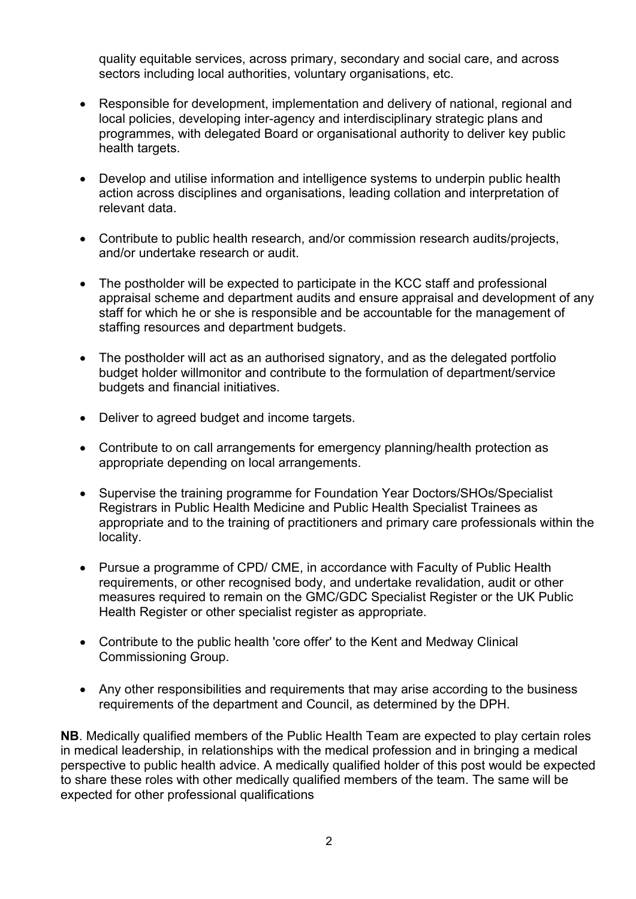quality equitable services, across primary, secondary and social care, and across sectors including local authorities, voluntary organisations, etc.

- Responsible for development, implementation and delivery of national, regional and local policies, developing inter-agency and interdisciplinary strategic plans and programmes, with delegated Board or organisational authority to deliver key public health targets.

- Develop and utilise information and intelligence systems to underpin public health action across disciplines and organisations, leading collation and interpretation of relevant data.

- Contribute to public health research, and/or commission research audits/projects, and/or undertake research or audit.

- The postholder will be expected to participate in the KCC staff and professional appraisal scheme and department audits and ensure appraisal and development of any staff for which he or she is responsible and be accountable for the management of staffing resources and department budgets.

- The postholder will act as an authorised signatory, and as the delegated portfolio budget holder willmonitor and contribute to the formulation of department/service budgets and financial initiatives.

- Deliver to agreed budget and income targets.

- Contribute to on call arrangements for emergency planning/health protection as appropriate depending on local arrangements.

- Supervise the training programme for Foundation Year Doctors/SHOs/Specialist Registrars in Public Health Medicine and Public Health Specialist Trainees as appropriate and to the training of practitioners and primary care professionals within the locality.

- Pursue a programme of CPD/ CME, in accordance with Faculty of Public Health requirements, or other recognised body, and undertake revalidation, audit or other measures required to remain on the GMC/GDC Specialist Register or the UK Public Health Register or other specialist register as appropriate.

- Contribute to the public health 'core offer' to the Kent and Medway Clinical Commissioning Group.

- Any other responsibilities and requirements that may arise according to the business requirements of the department and Council, as determined by the DPH.

**NB**. Medically qualified members of the Public Health Team are expected to play certain roles in medical leadership, in relationships with the medical profession and in bringing a medical perspective to public health advice. A medically qualified holder of this post would be expected to share these roles with other medically qualified members of the team. The same will be expected for other professional qualifications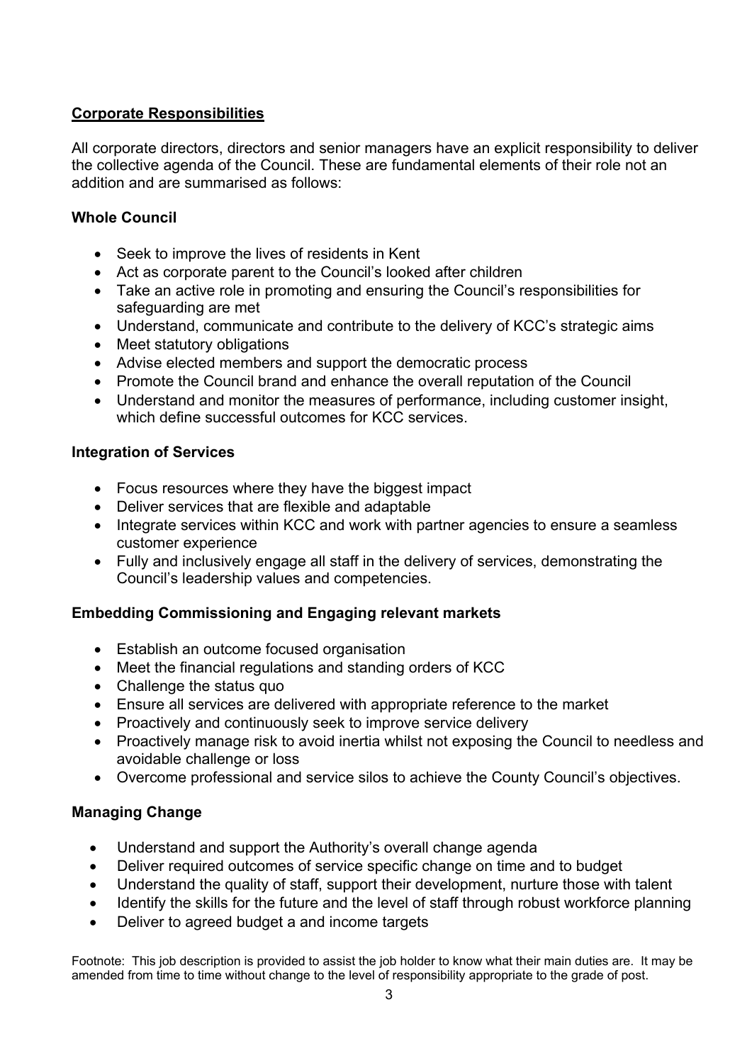## Corporate Responsibilities

All corporate directors, directors and senior managers have an explicit responsibility to deliver the collective agenda of the Council. These are fundamental elements of their role not an addition and are summarised as follows:

### Whole Council

- Seek to improve the lives of residents in Kent
- Act as corporate parent to the Council's looked after children
- Take an active role in promoting and ensuring the Council's responsibilities for safeguarding are met
- Understand, communicate and contribute to the delivery of KCC's strategic aims
- Meet statutory obligations
- Advise elected members and support the democratic process
- Promote the Council brand and enhance the overall reputation of the Council
- Understand and monitor the measures of performance, including customer insight, which define successful outcomes for KCC services.

### Integration of Services

- Focus resources where they have the biggest impact
- Deliver services that are flexible and adaptable
- Integrate services within KCC and work with partner agencies to ensure a seamless customer experience
- Fully and inclusively engage all staff in the delivery of services, demonstrating the Council's leadership values and competencies.

### Embedding Commissioning and Engaging relevant markets

- Establish an outcome focused organisation
- Meet the financial regulations and standing orders of KCC
- Challenge the status quo
- Ensure all services are delivered with appropriate reference to the market
- Proactively and continuously seek to improve service delivery
- Proactively manage risk to avoid inertia whilst not exposing the Council to needless and avoidable challenge or loss
- Overcome professional and service silos to achieve the County Council's objectives.

### Managing Change

- Understand and support the Authority's overall change agenda
- Deliver required outcomes of service specific change on time and to budget
- Understand the quality of staff, support their development, nurture those with talent
- Identify the skills for the future and the level of staff through robust workforce planning
- Deliver to agreed budget a and income targets

Footnote: This job description is provided to assist the job holder to know what their main duties are. It may be amended from time to time without change to the level of responsibility appropriate to the grade of post.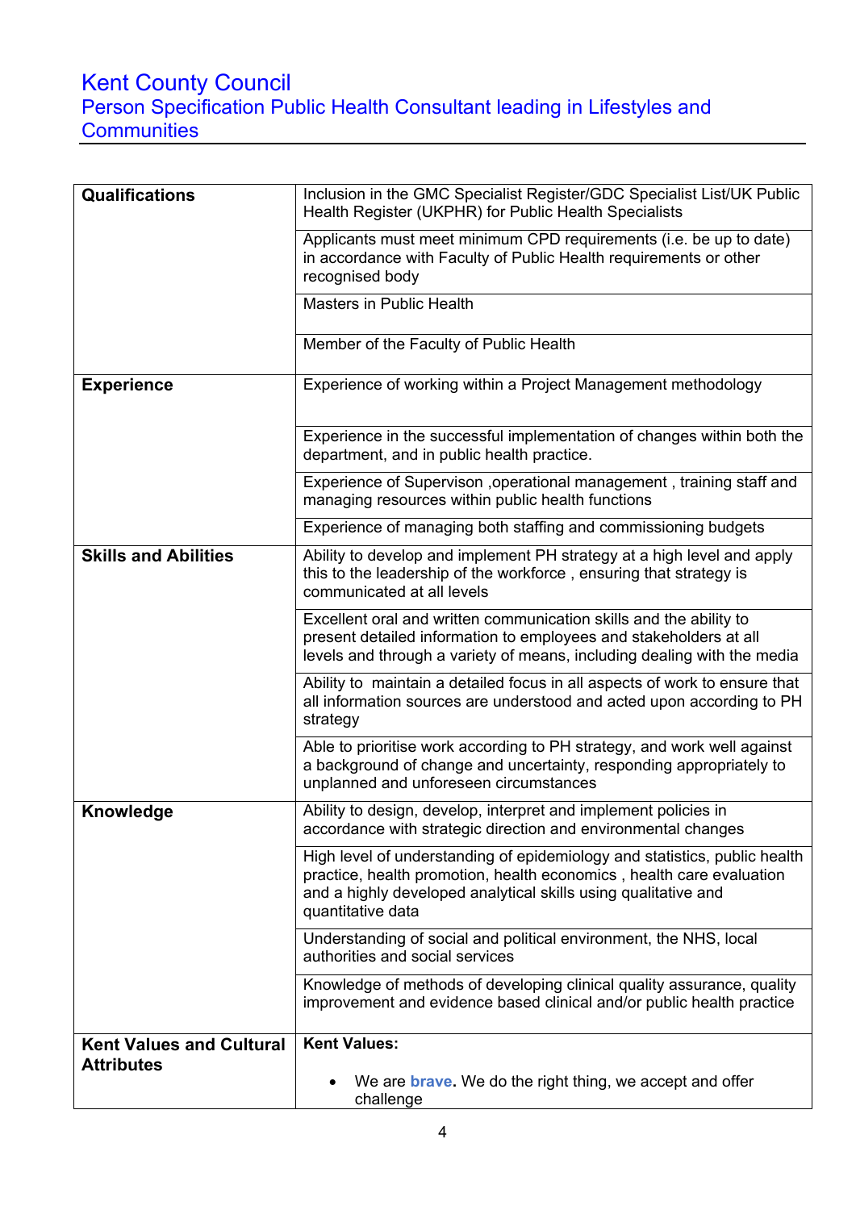# Kent County Council

## Person Specification Public Health Consultant leading in Lifestyles and Communities

| | |
|---|---|
| **Qualifications** | Inclusion in the GMC Specialist Register/GDC Specialist List/UK Public Health Register (UKPHR) for Public Health Specialists |
| | Applicants must meet minimum CPD requirements (i.e. be up to date) in accordance with Faculty of Public Health requirements or other recognised body |
| | Masters in Public Health |
| | Member of the Faculty of Public Health |
| **Experience** | Experience of working within a Project Management methodology |
| | Experience in the successful implementation of changes within both the department, and in public health practice. |
| | Experience of Supervison ,operational management , training staff and managing resources within public health functions |
| | Experience of managing both staffing and commissioning budgets |
| **Skills and Abilities** | Ability to develop and implement PH strategy at a high level and apply this to the leadership of the workforce , ensuring that strategy is communicated at all levels |
| | Excellent oral and written communication skills and the ability to present detailed information to employees and stakeholders at all levels and through a variety of means, including dealing with the media |
| | Ability to maintain a detailed focus in all aspects of work to ensure that all information sources are understood and acted upon according to PH strategy |
| | Able to prioritise work according to PH strategy, and work well against a background of change and uncertainty, responding appropriately to unplanned and unforeseen circumstances |
| **Knowledge** | Ability to design, develop, interpret and implement policies in accordance with strategic direction and environmental changes |
| | High level of understanding of epidemiology and statistics, public health practice, health promotion, health economics , health care evaluation and a highly developed analytical skills using qualitative and quantitative data |
| | Understanding of social and political environment, the NHS, local authorities and social services |
| | Knowledge of methods of developing clinical quality assurance, quality improvement and evidence based clinical and/or public health practice |
| **Kent Values and Cultural Attributes** | **Kent Values:**<br><br>• We are **brave.** We do the right thing, we accept and offer challenge |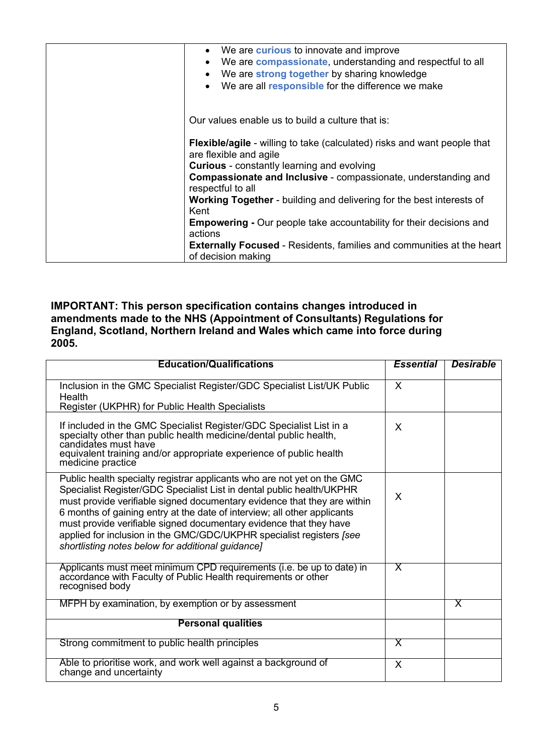| | |
|---|---|
| | • We are **curious** to innovate and improve<br>• We are **compassionate**, understanding and respectful to all<br>• We are **strong together** by sharing knowledge<br>• We are all **responsible** for the difference we make<br><br>Our values enable us to build a culture that is:<br><br>**Flexible/agile** - willing to take (calculated) risks and want people that are flexible and agile<br>**Curious** - constantly learning and evolving<br>**Compassionate and Inclusive** - compassionate, understanding and respectful to all<br>**Working Together** - building and delivering for the best interests of Kent<br>**Empowering -** Our people take accountability for their decisions and actions<br>**Externally Focused** - Residents, families and communities at the heart of decision making |

**IMPORTANT: This person specification contains changes introduced in amendments made to the NHS (Appointment of Consultants) Regulations for England, Scotland, Northern Ireland and Wales which came into force during 2005.**

| **Education/Qualifications** | ***Essential*** | ***Desirable*** |
|---|---|---|
| Inclusion in the GMC Specialist Register/GDC Specialist List/UK Public Health Register (UKPHR) for Public Health Specialists | X | |
| If included in the GMC Specialist Register/GDC Specialist List in a specialty other than public health medicine/dental public health, candidates must have equivalent training and/or appropriate experience of public health medicine practice | X | |
| Public health specialty registrar applicants who are not yet on the GMC Specialist Register/GDC Specialist List in dental public health/UKPHR must provide verifiable signed documentary evidence that they are within 6 months of gaining entry at the date of interview; all other applicants must provide verifiable signed documentary evidence that they have applied for inclusion in the GMC/GDC/UKPHR specialist registers *[see shortlisting notes below for additional guidance]* | X | |
| Applicants must meet minimum CPD requirements (i.e. be up to date) in accordance with Faculty of Public Health requirements or other recognised body | X | |
| MFPH by examination, by exemption or by assessment | | X |
| **Personal qualities** | | |
| Strong commitment to public health principles | X | |
| Able to prioritise work, and work well against a background of change and uncertainty | X | |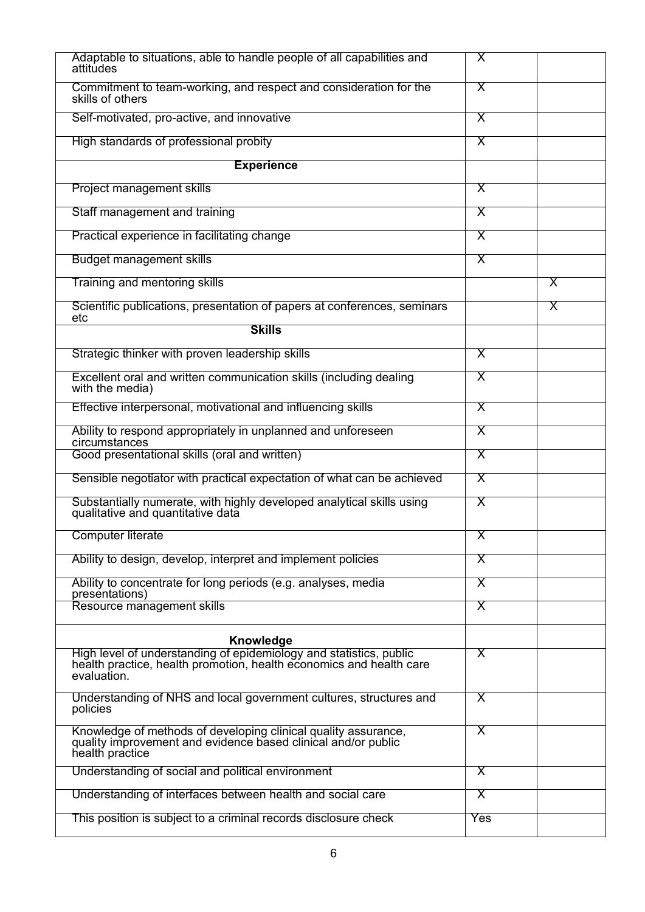| | | |
|---|---|---|
| Adaptable to situations, able to handle people of all capabilities and attitudes | X | |
| Commitment to team-working, and respect and consideration for the skills of others | X | |
| Self-motivated, pro-active, and innovative | X | |
| High standards of professional probity | X | |
| **Experience** | | |
| Project management skills | X | |
| Staff management and training | X | |
| Practical experience in facilitating change | X | |
| Budget management skills | X | |
| Training and mentoring skills | | X |
| Scientific publications, presentation of papers at conferences, seminars etc | | X |
| **Skills** | | |
| Strategic thinker with proven leadership skills | X | |
| Excellent oral and written communication skills (including dealing with the media) | X | |
| Effective interpersonal, motivational and influencing skills | X | |
| Ability to respond appropriately in unplanned and unforeseen circumstances | X | |
| Good presentational skills (oral and written) | X | |
| Sensible negotiator with practical expectation of what can be achieved | X | |
| Substantially numerate, with highly developed analytical skills using qualitative and quantitative data | X | |
| Computer literate | X | |
| Ability to design, develop, interpret and implement policies | X | |
| Ability to concentrate for long periods (e.g. analyses, media presentations) | X | |
| Resource management skills | X | |
| **Knowledge** | | |
| High level of understanding of epidemiology and statistics, public health practice, health promotion, health economics and health care evaluation. | X | |
| Understanding of NHS and local government cultures, structures and policies | X | |
| Knowledge of methods of developing clinical quality assurance, quality improvement and evidence based clinical and/or public health practice | X | |
| Understanding of social and political environment | X | |
| Understanding of interfaces between health and social care | X | |
| This position is subject to a criminal records disclosure check | Yes | |